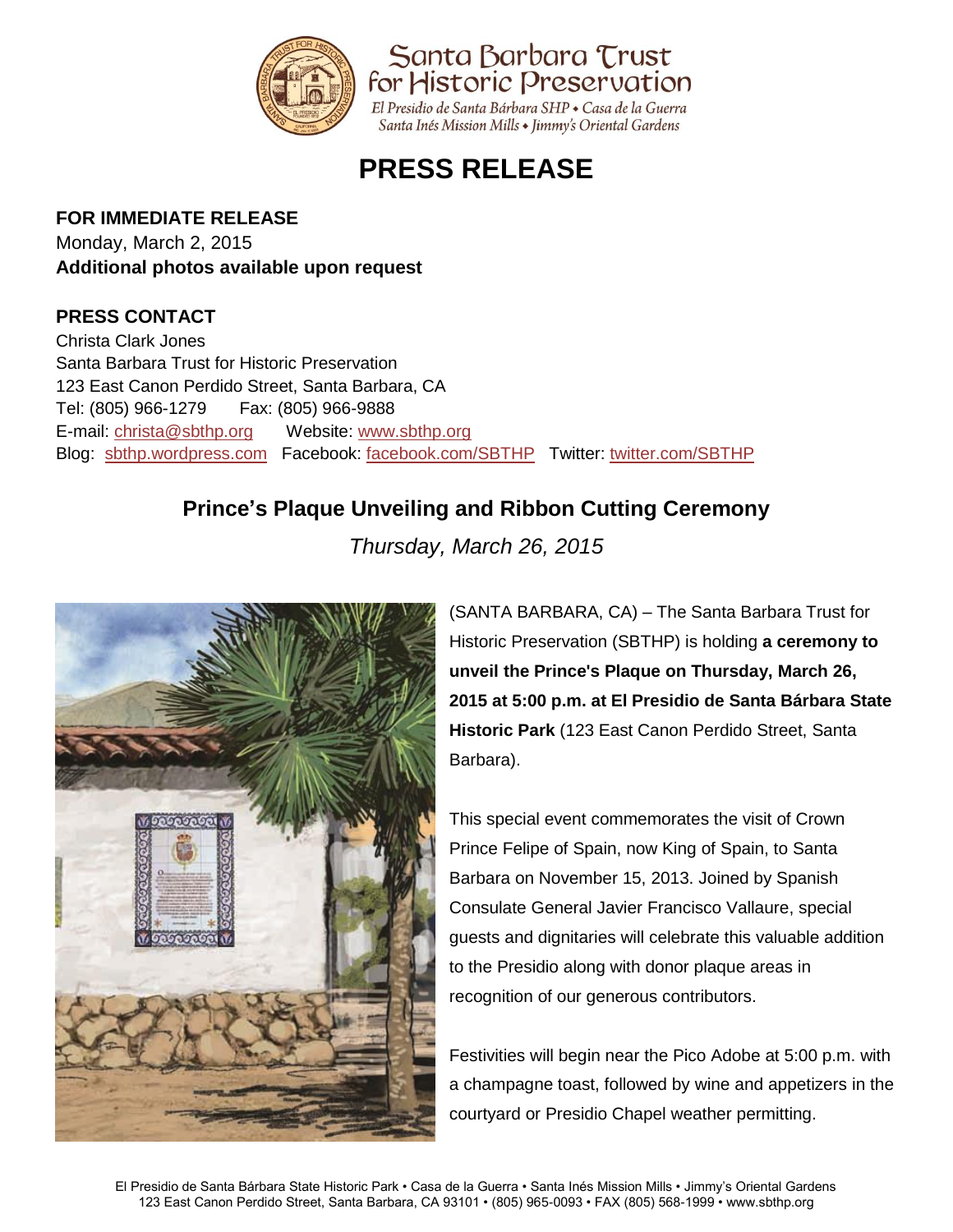Santa Barbara Trust for Historic Preservation

El Presidio de Santa Bárbara SHP • Casa de la Guerra
Santa Inés Mission Mills • Jimmy's Oriental Gardens

# PRESS RELEASE

**FOR IMMEDIATE RELEASE**
Monday, March 2, 2015
**Additional photos available upon request**

**PRESS CONTACT**
Christa Clark Jones
Santa Barbara Trust for Historic Preservation
123 East Canon Perdido Street, Santa Barbara, CA
Tel: (805) 966-1279 Fax: (805) 966-9888
E-mail: christa@sbthp.org Website: www.sbthp.org
Blog: sbthp.wordpress.com Facebook: facebook.com/SBTHP Twitter: twitter.com/SBTHP

## Prince's Plaque Unveiling and Ribbon Cutting Ceremony

*Thursday, March 26, 2015*

(SANTA BARBARA, CA) – The Santa Barbara Trust for Historic Preservation (SBTHP) is holding **a ceremony to unveil the Prince's Plaque on Thursday, March 26, 2015 at 5:00 p.m. at El Presidio de Santa Bárbara State Historic Park** (123 East Canon Perdido Street, Santa Barbara).

This special event commemorates the visit of Crown Prince Felipe of Spain, now King of Spain, to Santa Barbara on November 15, 2013. Joined by Spanish Consulate General Javier Francisco Vallaure, special guests and dignitaries will celebrate this valuable addition to the Presidio along with donor plaque areas in recognition of our generous contributors.

Festivities will begin near the Pico Adobe at 5:00 p.m. with a champagne toast, followed by wine and appetizers in the courtyard or Presidio Chapel weather permitting.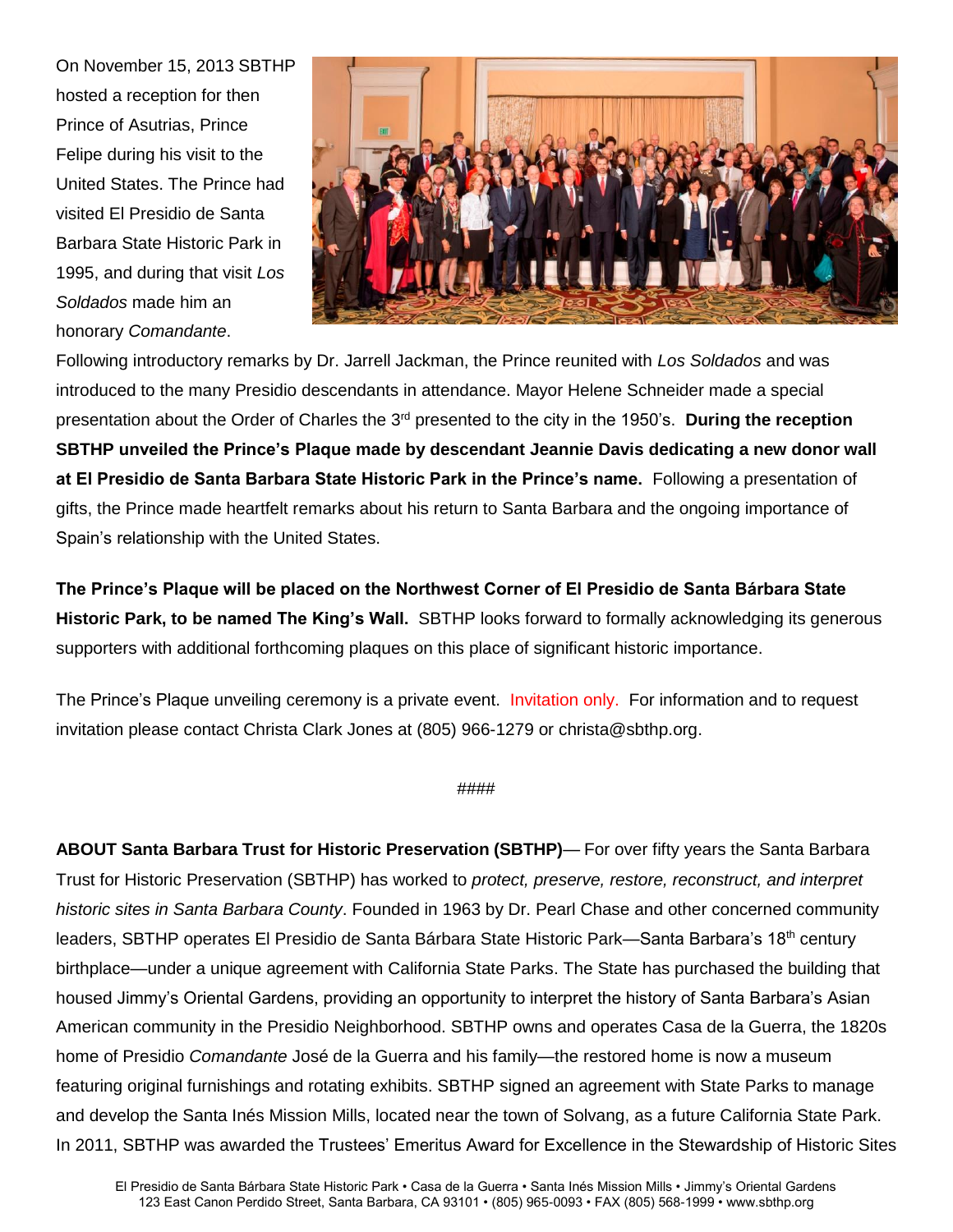On November 15, 2013 SBTHP hosted a reception for then Prince of Asutrias, Prince Felipe during his visit to the United States. The Prince had visited El Presidio de Santa Barbara State Historic Park in 1995, and during that visit *Los Soldados* made him an honorary *Comandante*. Following introductory remarks by Dr. Jarrell Jackman, the Prince reunited with *Los Soldados* and was introduced to the many Presidio descendants in attendance. Mayor Helene Schneider made a special presentation about the Order of Charles the 3rd presented to the city in the 1950's. **During the reception SBTHP unveiled the Prince's Plaque made by descendant Jeannie Davis dedicating a new donor wall at El Presidio de Santa Barbara State Historic Park in the Prince's name.** Following a presentation of gifts, the Prince made heartfelt remarks about his return to Santa Barbara and the ongoing importance of Spain's relationship with the United States.

**The Prince's Plaque will be placed on the Northwest Corner of El Presidio de Santa Bárbara State Historic Park, to be named The King's Wall.** SBTHP looks forward to formally acknowledging its generous supporters with additional forthcoming plaques on this place of significant historic importance.

The Prince's Plaque unveiling ceremony is a private event. Invitation only. For information and to request invitation please contact Christa Clark Jones at (805) 966-1279 or christa@sbthp.org.

####

**ABOUT Santa Barbara Trust for Historic Preservation (SBTHP)**— For over fifty years the Santa Barbara Trust for Historic Preservation (SBTHP) has worked to *protect, preserve, restore, reconstruct, and interpret historic sites in Santa Barbara County*. Founded in 1963 by Dr. Pearl Chase and other concerned community leaders, SBTHP operates El Presidio de Santa Bárbara State Historic Park—Santa Barbara's 18th century birthplace—under a unique agreement with California State Parks. The State has purchased the building that housed Jimmy's Oriental Gardens, providing an opportunity to interpret the history of Santa Barbara's Asian American community in the Presidio Neighborhood. SBTHP owns and operates Casa de la Guerra, the 1820s home of Presidio *Comandante* José de la Guerra and his family—the restored home is now a museum featuring original furnishings and rotating exhibits. SBTHP signed an agreement with State Parks to manage and develop the Santa Inés Mission Mills, located near the town of Solvang, as a future California State Park. In 2011, SBTHP was awarded the Trustees' Emeritus Award for Excellence in the Stewardship of Historic Sites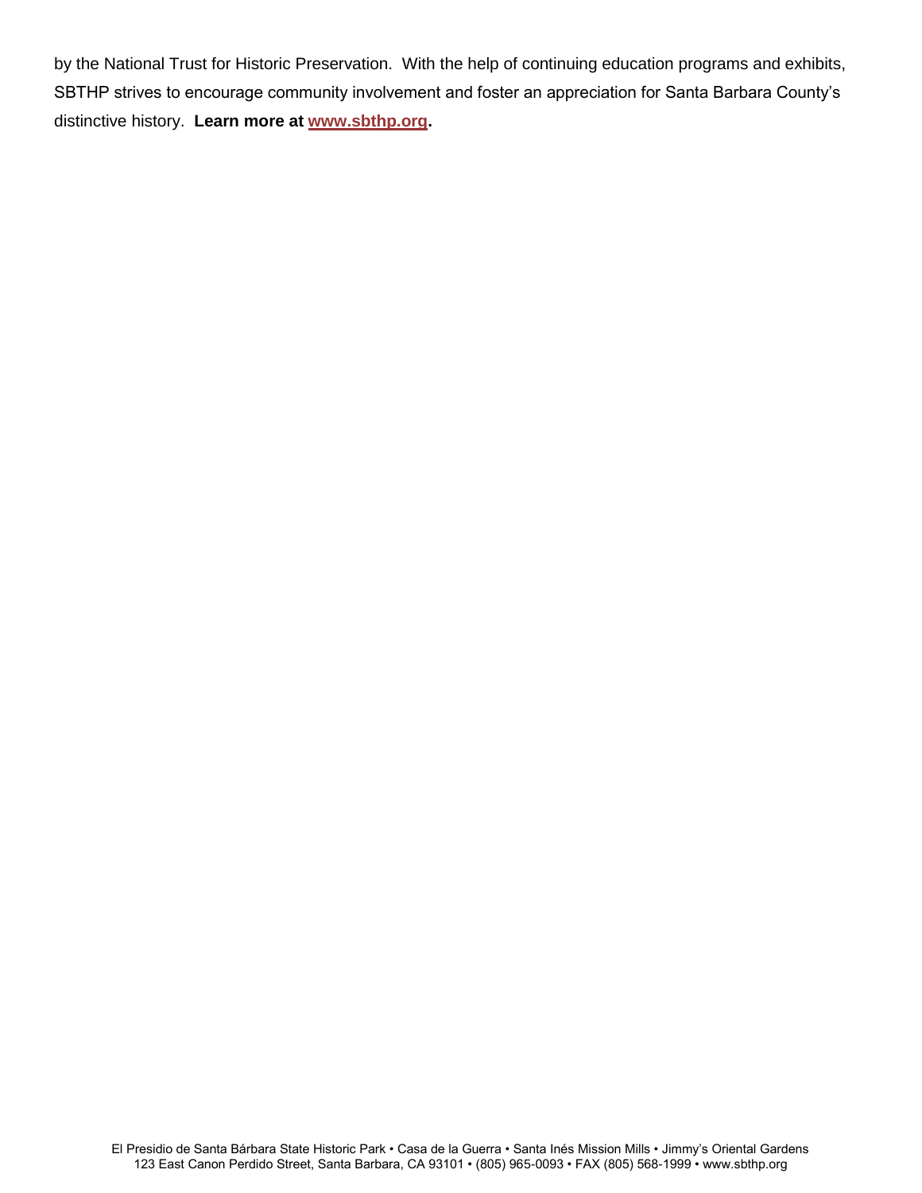by the National Trust for Historic Preservation. With the help of continuing education programs and exhibits, SBTHP strives to encourage community involvement and foster an appreciation for Santa Barbara County's distinctive history. **Learn more at [www.sbthp.org](http://www.sbthp.org).**